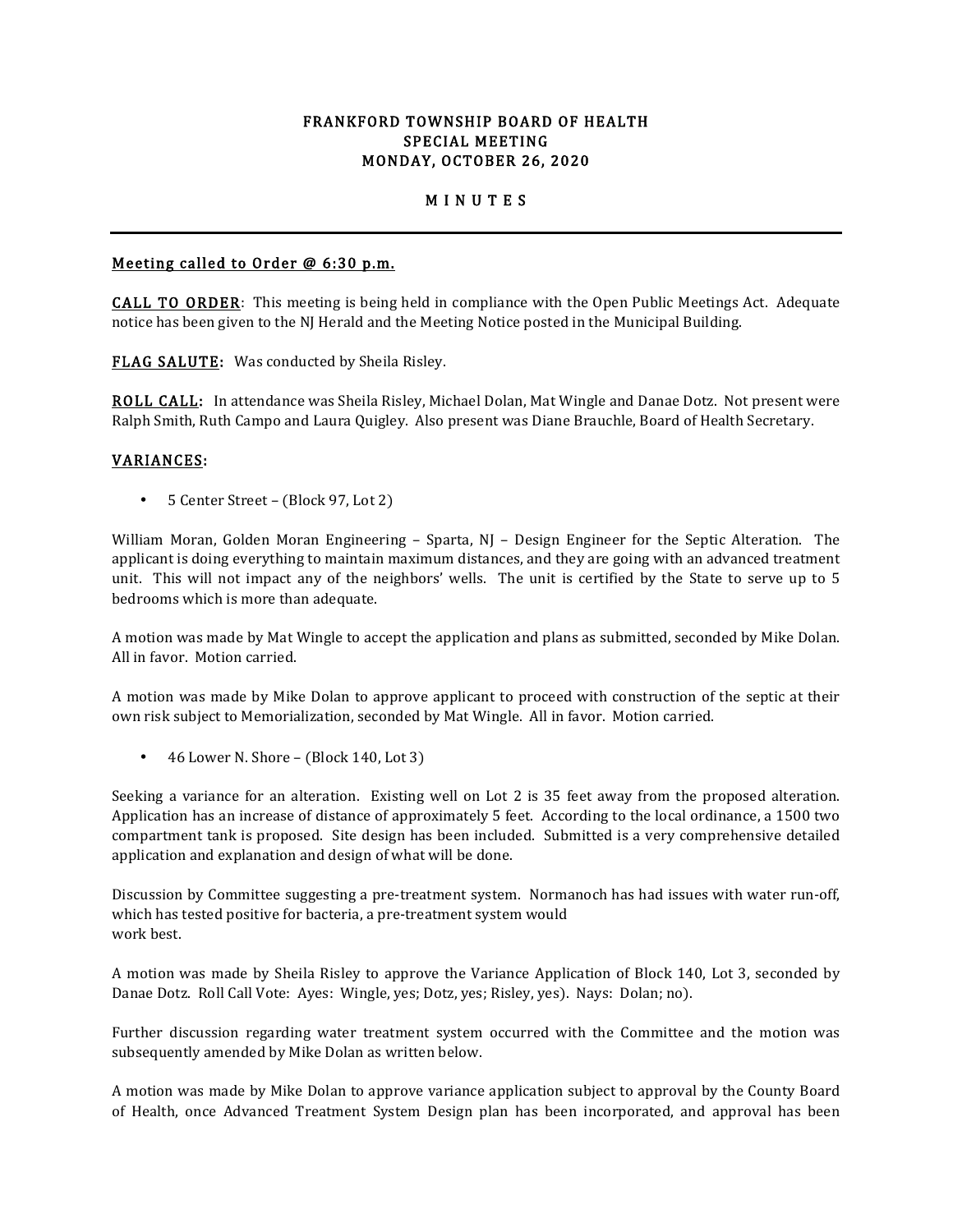# FRANKFORD TOWNSHIP BOARD OF HEALTH
## SPECIAL MEETING
## MONDAY, OCTOBER 26, 2020

## M I N U T E S

---

**Meeting called to Order @ 6:30 p.m.**

**CALL TO ORDER**: This meeting is being held in compliance with the Open Public Meetings Act. Adequate notice has been given to the NJ Herald and the Meeting Notice posted in the Municipal Building.

**FLAG SALUTE:** Was conducted by Sheila Risley.

**ROLL CALL:** In attendance was Sheila Risley, Michael Dolan, Mat Wingle and Danae Dotz. Not present were Ralph Smith, Ruth Campo and Laura Quigley. Also present was Diane Brauchle, Board of Health Secretary.

**VARIANCES:**

- 5 Center Street – (Block 97, Lot 2)

William Moran, Golden Moran Engineering – Sparta, NJ – Design Engineer for the Septic Alteration. The applicant is doing everything to maintain maximum distances, and they are going with an advanced treatment unit. This will not impact any of the neighbors' wells. The unit is certified by the State to serve up to 5 bedrooms which is more than adequate.

A motion was made by Mat Wingle to accept the application and plans as submitted, seconded by Mike Dolan. All in favor. Motion carried.

A motion was made by Mike Dolan to approve applicant to proceed with construction of the septic at their own risk subject to Memorialization, seconded by Mat Wingle. All in favor. Motion carried.

- 46 Lower N. Shore – (Block 140, Lot 3)

Seeking a variance for an alteration. Existing well on Lot 2 is 35 feet away from the proposed alteration. Application has an increase of distance of approximately 5 feet. According to the local ordinance, a 1500 two compartment tank is proposed. Site design has been included. Submitted is a very comprehensive detailed application and explanation and design of what will be done.

Discussion by Committee suggesting a pre-treatment system. Normanoch has had issues with water run-off, which has tested positive for bacteria, a pre-treatment system would
work best.

A motion was made by Sheila Risley to approve the Variance Application of Block 140, Lot 3, seconded by Danae Dotz. Roll Call Vote: Ayes: Wingle, yes; Dotz, yes; Risley, yes). Nays: Dolan; no).

Further discussion regarding water treatment system occurred with the Committee and the motion was subsequently amended by Mike Dolan as written below.

A motion was made by Mike Dolan to approve variance application subject to approval by the County Board of Health, once Advanced Treatment System Design plan has been incorporated, and approval has been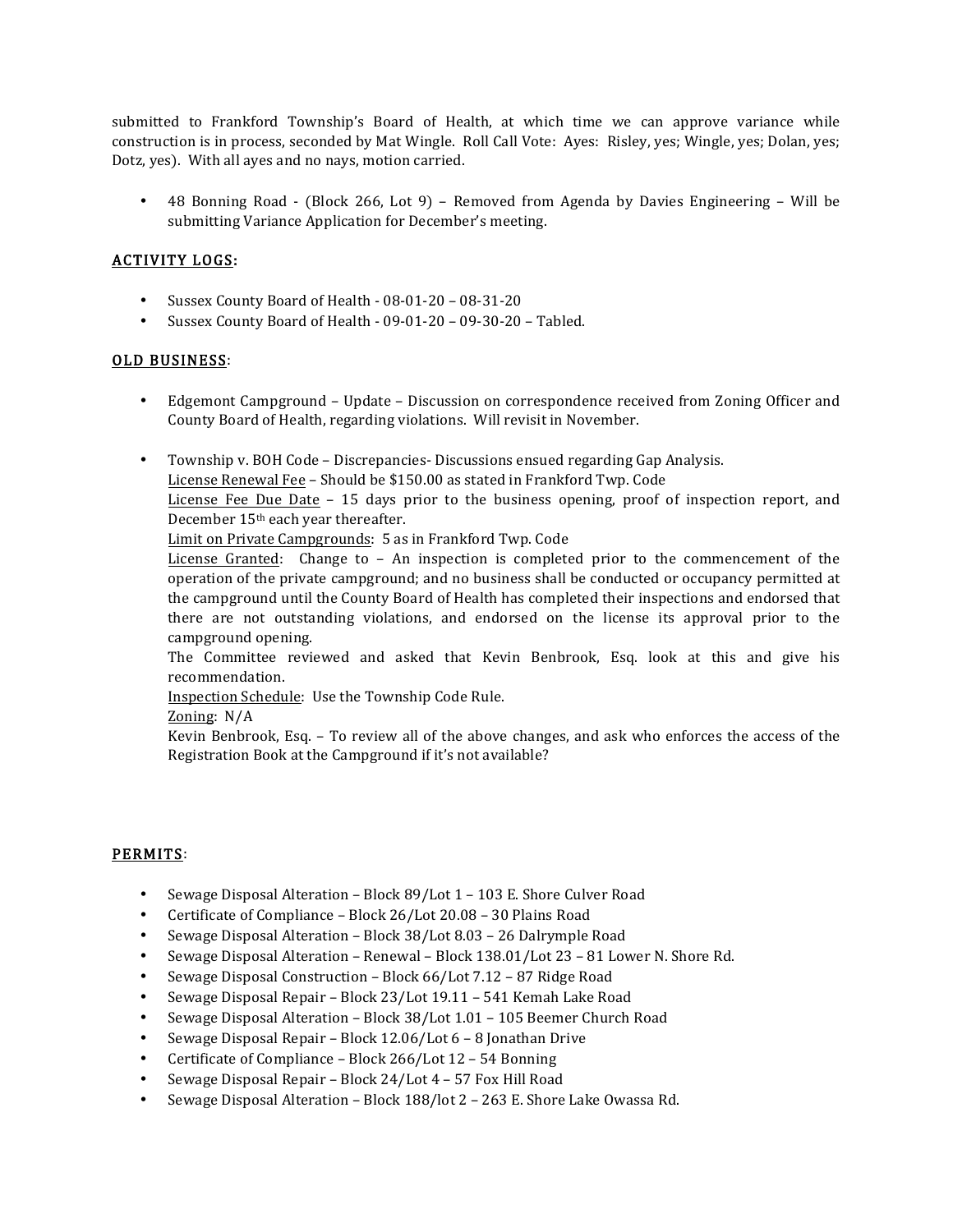submitted to Frankford Township's Board of Health, at which time we can approve variance while construction is in process, seconded by Mat Wingle. Roll Call Vote: Ayes: Risley, yes; Wingle, yes; Dolan, yes; Dotz, yes). With all ayes and no nays, motion carried.

- 48 Bonning Road - (Block 266, Lot 9) – Removed from Agenda by Davies Engineering – Will be submitting Variance Application for December's meeting.

## ACTIVITY LOGS:

- Sussex County Board of Health - 08-01-20 – 08-31-20
- Sussex County Board of Health - 09-01-20 – 09-30-20 – Tabled.

## OLD BUSINESS:

- Edgemont Campground – Update – Discussion on correspondence received from Zoning Officer and County Board of Health, regarding violations. Will revisit in November.

- Township v. BOH Code – Discrepancies- Discussions ensued regarding Gap Analysis.
  License Renewal Fee – Should be $150.00 as stated in Frankford Twp. Code
  License Fee Due Date – 15 days prior to the business opening, proof of inspection report, and December 15th each year thereafter.
  Limit on Private Campgrounds: 5 as in Frankford Twp. Code
  License Granted: Change to – An inspection is completed prior to the commencement of the operation of the private campground; and no business shall be conducted or occupancy permitted at the campground until the County Board of Health has completed their inspections and endorsed that there are not outstanding violations, and endorsed on the license its approval prior to the campground opening.
  The Committee reviewed and asked that Kevin Benbrook, Esq. look at this and give his recommendation.
  Inspection Schedule: Use the Township Code Rule.
  Zoning: N/A
  Kevin Benbrook, Esq. – To review all of the above changes, and ask who enforces the access of the Registration Book at the Campground if it's not available?

## PERMITS:

- Sewage Disposal Alteration – Block 89/Lot 1 – 103 E. Shore Culver Road
- Certificate of Compliance – Block 26/Lot 20.08 – 30 Plains Road
- Sewage Disposal Alteration – Block 38/Lot 8.03 – 26 Dalrymple Road
- Sewage Disposal Alteration – Renewal – Block 138.01/Lot 23 – 81 Lower N. Shore Rd.
- Sewage Disposal Construction – Block 66/Lot 7.12 – 87 Ridge Road
- Sewage Disposal Repair – Block 23/Lot 19.11 – 541 Kemah Lake Road
- Sewage Disposal Alteration – Block 38/Lot 1.01 – 105 Beemer Church Road
- Sewage Disposal Repair – Block 12.06/Lot 6 – 8 Jonathan Drive
- Certificate of Compliance – Block 266/Lot 12 – 54 Bonning
- Sewage Disposal Repair – Block 24/Lot 4 – 57 Fox Hill Road
- Sewage Disposal Alteration – Block 188/lot 2 – 263 E. Shore Lake Owassa Rd.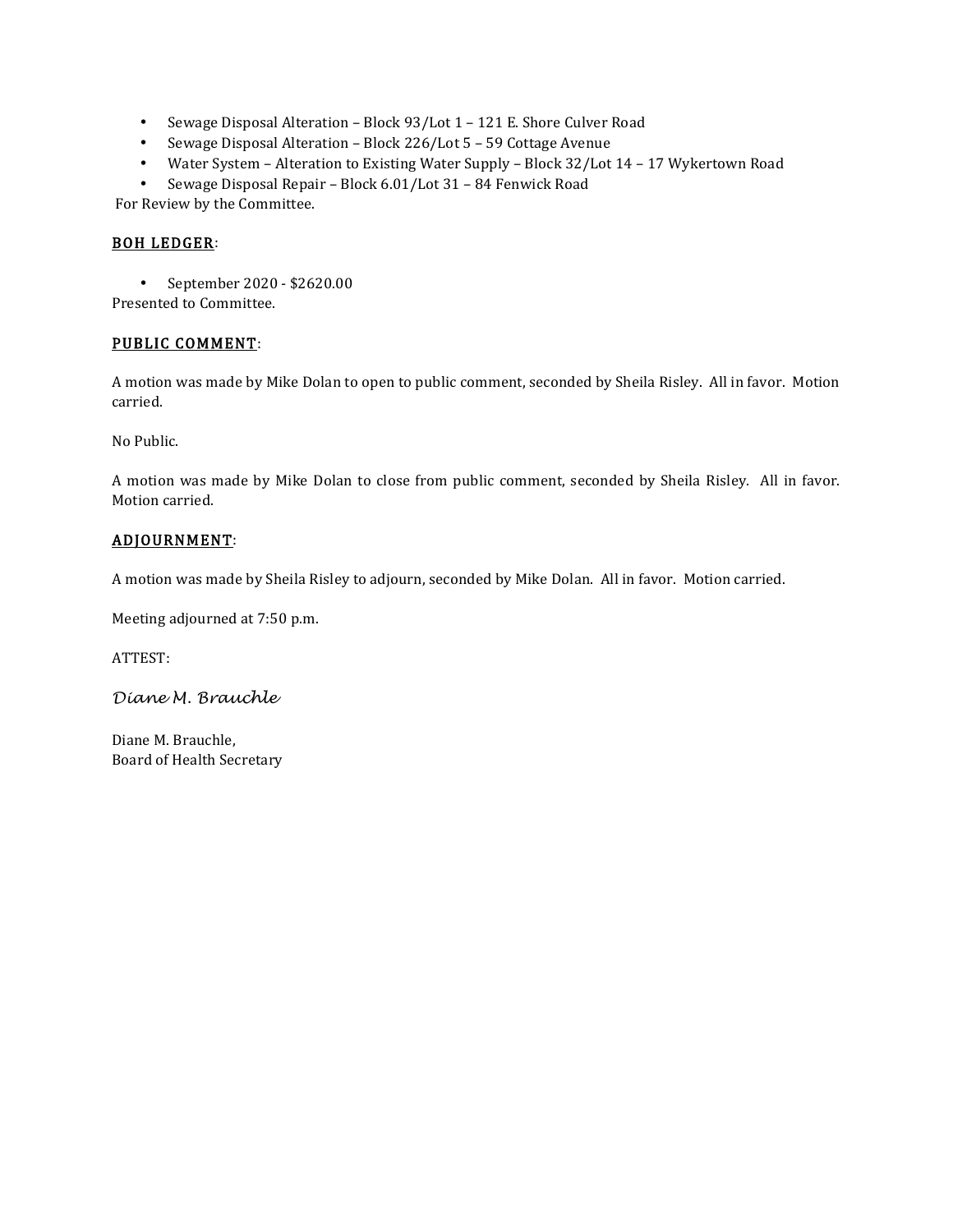- Sewage Disposal Alteration – Block 93/Lot 1 – 121 E. Shore Culver Road
- Sewage Disposal Alteration – Block 226/Lot 5 – 59 Cottage Avenue
- Water System – Alteration to Existing Water Supply – Block 32/Lot 14 – 17 Wykertown Road
- Sewage Disposal Repair – Block 6.01/Lot 31 – 84 Fenwick Road

For Review by the Committee.

**BOH LEDGER**:

- September 2020 - $2620.00

Presented to Committee.

**PUBLIC COMMENT**:

A motion was made by Mike Dolan to open to public comment, seconded by Sheila Risley. All in favor. Motion carried.

No Public.

A motion was made by Mike Dolan to close from public comment, seconded by Sheila Risley. All in favor. Motion carried.

**ADJOURNMENT**:

A motion was made by Sheila Risley to adjourn, seconded by Mike Dolan. All in favor. Motion carried.

Meeting adjourned at 7:50 p.m.

ATTEST:

*Diane M. Brauchle*

Diane M. Brauchle,
Board of Health Secretary